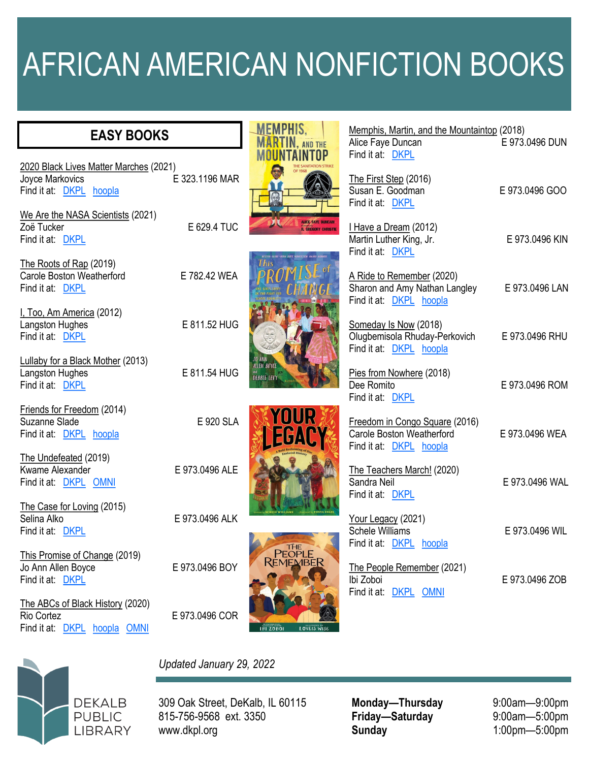# AFRICAN AMERICAN NONFICTION BOOKS

## EASY BOOKS

2020 Black Lives Matter Marches (2021)
Joyce Markovics — E 323.1196 MAR
Find it at: DKPL hoopla

We Are the NASA Scientists (2021)
Zoë Tucker — E 629.4 TUC
Find it at: DKPL

The Roots of Rap (2019)
Carole Boston Weatherford — E 782.42 WEA
Find it at: DKPL

I, Too, Am America (2012)
Langston Hughes — E 811.52 HUG
Find it at: DKPL

Lullaby for a Black Mother (2013)
Langston Hughes — E 811.54 HUG
Find it at: DKPL

Friends for Freedom (2014)
Suzanne Slade — E 920 SLA
Find it at: DKPL hoopla

The Undefeated (2019)
Kwame Alexander — E 973.0496 ALE
Find it at: DKPL OMNI

The Case for Loving (2015)
Selina Alko — E 973.0496 ALK
Find it at: DKPL

This Promise of Change (2019)
Jo Ann Allen Boyce — E 973.0496 BOY
Find it at: DKPL

The ABCs of Black History (2020)
Rio Cortez — E 973.0496 COR
Find it at: DKPL hoopla OMNI

Memphis, Martin, and the Mountaintop (2018)
Alice Faye Duncan — E 973.0496 DUN
Find it at: DKPL

The First Step (2016)
Susan E. Goodman — E 973.0496 GOO
Find it at: DKPL

I Have a Dream (2012)
Martin Luther King, Jr. — E 973.0496 KIN
Find it at: DKPL

A Ride to Remember (2020)
Sharon and Amy Nathan Langley — E 973.0496 LAN
Find it at: DKPL hoopla

Someday Is Now (2018)
Olugbemisola Rhuday-Perkovich — E 973.0496 RHU
Find it at: DKPL hoopla

Pies from Nowhere (2018)
Dee Romito — E 973.0496 ROM
Find it at: DKPL

Freedom in Congo Square (2016)
Carole Boston Weatherford — E 973.0496 WEA
Find it at: DKPL hoopla

The Teachers March! (2020)
Sandra Neil — E 973.0496 WAL
Find it at: DKPL

Your Legacy (2021)
Schele Williams — E 973.0496 WIL
Find it at: DKPL hoopla

The People Remember (2021)
Ibi Zoboi — E 973.0496 ZOB
Find it at: DKPL OMNI

*Updated January 29, 2022*

DEKALB PUBLIC LIBRARY

309 Oak Street, DeKalb, IL 60115
815-756-9568 ext. 3350
www.dkpl.org

| | |
|---|---|
| **Monday—Thursday** | 9:00am—9:00pm |
| **Friday—Saturday** | 9:00am—5:00pm |
| **Sunday** | 1:00pm—5:00pm |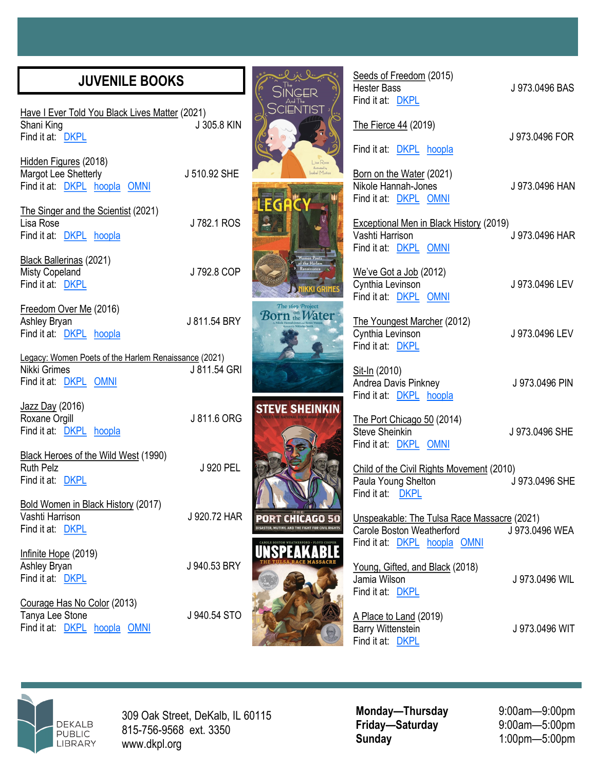## JUVENILE BOOKS

Have I Ever Told You Black Lives Matter (2021)
Shani King — J 305.8 KIN
Find it at: DKPL

Hidden Figures (2018)
Margot Lee Shetterly — J 510.92 SHE
Find it at: DKPL hoopla OMNI

The Singer and the Scientist (2021)
Lisa Rose — J 782.1 ROS
Find it at: DKPL hoopla

Black Ballerinas (2021)
Misty Copeland — J 792.8 COP
Find it at: DKPL

Freedom Over Me (2016)
Ashley Bryan — J 811.54 BRY
Find it at: DKPL hoopla

Legacy: Women Poets of the Harlem Renaissance (2021)
Nikki Grimes — J 811.54 GRI
Find it at: DKPL OMNI

Jazz Day (2016)
Roxane Orgill — J 811.6 ORG
Find it at: DKPL hoopla

Black Heroes of the Wild West (1990)
Ruth Pelz — J 920 PEL
Find it at: DKPL

Bold Women in Black History (2017)
Vashti Harrison — J 920.72 HAR
Find it at: DKPL

Infinite Hope (2019)
Ashley Bryan — J 940.53 BRY
Find it at: DKPL

Courage Has No Color (2013)
Tanya Lee Stone — J 940.54 STO
Find it at: DKPL hoopla OMNI

Seeds of Freedom (2015)
Hester Bass — J 973.0496 BAS
Find it at: DKPL

The Fierce 44 (2019) — J 973.0496 FOR
Find it at: DKPL hoopla

Born on the Water (2021)
Nikole Hannah-Jones — J 973.0496 HAN
Find it at: DKPL OMNI

Exceptional Men in Black History (2019)
Vashti Harrison — J 973.0496 HAR
Find it at: DKPL OMNI

We've Got a Job (2012)
Cynthia Levinson — J 973.0496 LEV
Find it at: DKPL OMNI

The Youngest Marcher (2012)
Cynthia Levinson — J 973.0496 LEV
Find it at: DKPL

Sit-In (2010)
Andrea Davis Pinkney — J 973.0496 PIN
Find it at: DKPL hoopla

The Port Chicago 50 (2014)
Steve Sheinkin — J 973.0496 SHE
Find it at: DKPL OMNI

Child of the Civil Rights Movement (2010)
Paula Young Shelton — J 973.0496 SHE
Find it at: DKPL

Unspeakable: The Tulsa Race Massacre (2021)
Carole Boston Weatherford — J 973.0496 WEA
Find it at: DKPL hoopla OMNI

Young, Gifted, and Black (2018)
Jamia Wilson — J 973.0496 WIL
Find it at: DKPL

A Place to Land (2019)
Barry Wittenstein — J 973.0496 WIT
Find it at: DKPL

DEKALB PUBLIC LIBRARY

309 Oak Street, DeKalb, IL 60115
815-756-9568 ext. 3350
www.dkpl.org

**Monday—Thursday** 9:00am—9:00pm
**Friday—Saturday** 9:00am—5:00pm
**Sunday** 1:00pm—5:00pm